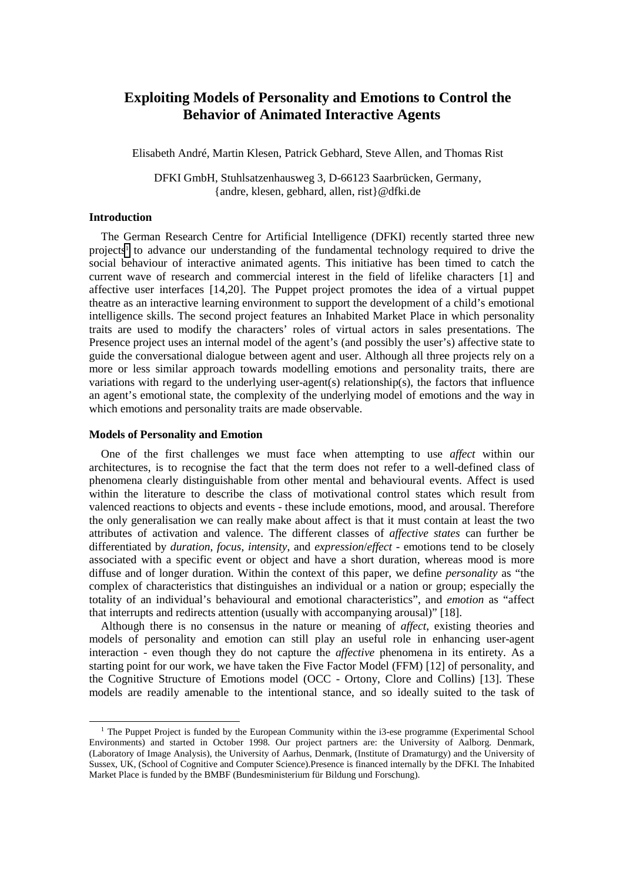# Exploiting Models of Personality and Emotions to Control the Behavior of Animated Interactive Agents

Elisabeth André, Martin Klesen, Patrick Gebhard, Steve Allen, and Thomas Rist

DFKI GmbH, Stuhlsatzenhausweg 3, D-66123 Saarbrücken, Germany,
{andre, klesen, gebhard, allen, rist}@dfki.de

## Introduction

The German Research Centre for Artificial Intelligence (DFKI) recently started three new projects[1] to advance our understanding of the fundamental technology required to drive the social behaviour of interactive animated agents. This initiative has been timed to catch the current wave of research and commercial interest in the field of lifelike characters [1] and affective user interfaces [14,20]. The Puppet project promotes the idea of a virtual puppet theatre as an interactive learning environment to support the development of a child's emotional intelligence skills. The second project features an Inhabited Market Place in which personality traits are used to modify the characters' roles of virtual actors in sales presentations. The Presence project uses an internal model of the agent's (and possibly the user's) affective state to guide the conversational dialogue between agent and user. Although all three projects rely on a more or less similar approach towards modelling emotions and personality traits, there are variations with regard to the underlying user-agent(s) relationship(s), the factors that influence an agent's emotional state, the complexity of the underlying model of emotions and the way in which emotions and personality traits are made observable.

## Models of Personality and Emotion

One of the first challenges we must face when attempting to use *affect* within our architectures, is to recognise the fact that the term does not refer to a well-defined class of phenomena clearly distinguishable from other mental and behavioural events. Affect is used within the literature to describe the class of motivational control states which result from valenced reactions to objects and events - these include emotions, mood, and arousal. Therefore the only generalisation we can really make about affect is that it must contain at least the two attributes of activation and valence. The different classes of *affective states* can further be differentiated by *duration*, *focus*, *intensity*, and *expression*/*effect* - emotions tend to be closely associated with a specific event or object and have a short duration, whereas mood is more diffuse and of longer duration. Within the context of this paper, we define *personality* as "the complex of characteristics that distinguishes an individual or a nation or group; especially the totality of an individual's behavioural and emotional characteristics", and *emotion* as "affect that interrupts and redirects attention (usually with accompanying arousal)" [18].

Although there is no consensus in the nature or meaning of *affect*, existing theories and models of personality and emotion can still play an useful role in enhancing user-agent interaction - even though they do not capture the *affective* phenomena in its entirety. As a starting point for our work, we have taken the Five Factor Model (FFM) [12] of personality, and the Cognitive Structure of Emotions model (OCC - Ortony, Clore and Collins) [13]. These models are readily amenable to the intentional stance, and so ideally suited to the task of

---

[1] The Puppet Project is funded by the European Community within the i3-ese programme (Experimental School Environments) and started in October 1998. Our project partners are: the University of Aalborg. Denmark, (Laboratory of Image Analysis), the University of Aarhus, Denmark, (Institute of Dramaturgy) and the University of Sussex, UK, (School of Cognitive and Computer Science).Presence is financed internally by the DFKI. The Inhabited Market Place is funded by the BMBF (Bundesministerium für Bildung und Forschung).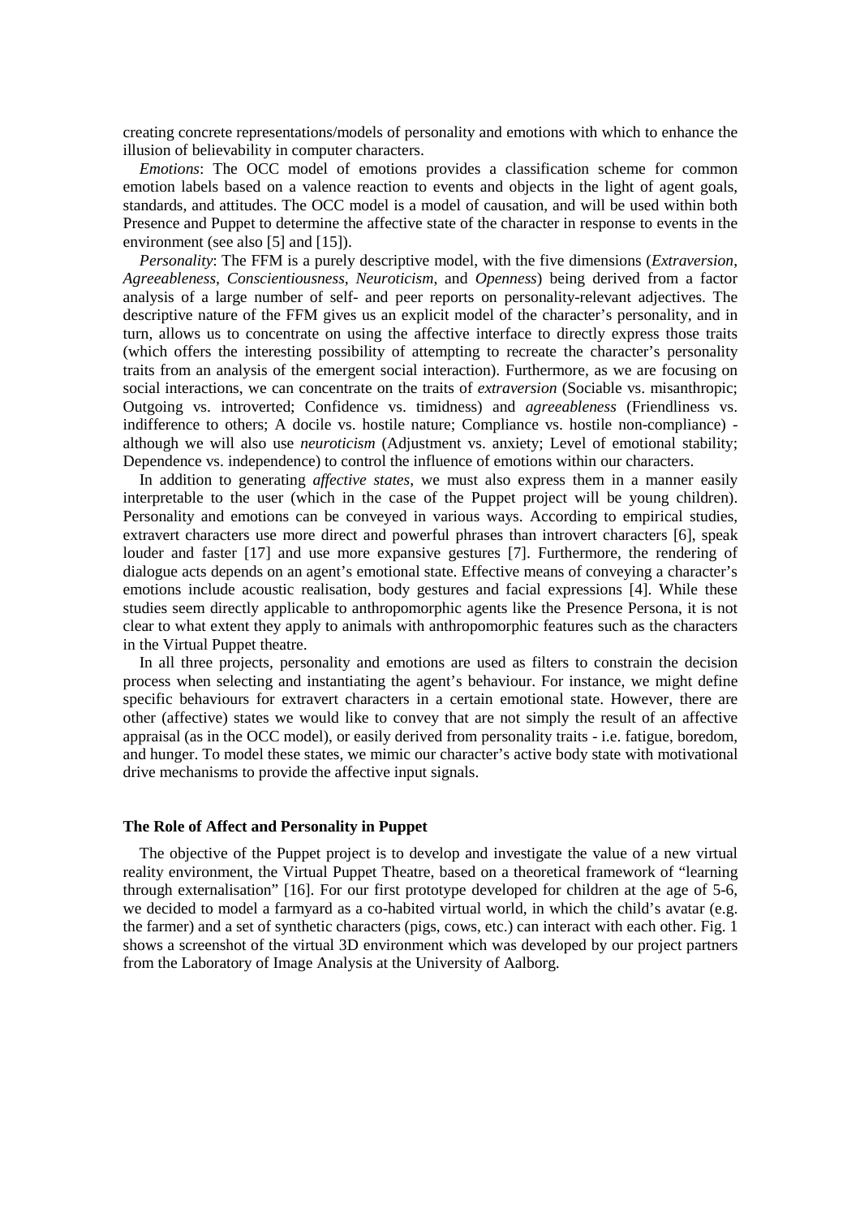creating concrete representations/models of personality and emotions with which to enhance the illusion of believability in computer characters.

*Emotions*: The OCC model of emotions provides a classification scheme for common emotion labels based on a valence reaction to events and objects in the light of agent goals, standards, and attitudes. The OCC model is a model of causation, and will be used within both Presence and Puppet to determine the affective state of the character in response to events in the environment (see also [5] and [15]).

*Personality*: The FFM is a purely descriptive model, with the five dimensions (*Extraversion*, *Agreeableness*, *Conscientiousness*, *Neuroticism*, and *Openness*) being derived from a factor analysis of a large number of self- and peer reports on personality-relevant adjectives. The descriptive nature of the FFM gives us an explicit model of the character's personality, and in turn, allows us to concentrate on using the affective interface to directly express those traits (which offers the interesting possibility of attempting to recreate the character's personality traits from an analysis of the emergent social interaction). Furthermore, as we are focusing on social interactions, we can concentrate on the traits of *extraversion* (Sociable vs. misanthropic; Outgoing vs. introverted; Confidence vs. timidness) and *agreeableness* (Friendliness vs. indifference to others; A docile vs. hostile nature; Compliance vs. hostile non-compliance) - although we will also use *neuroticism* (Adjustment vs. anxiety; Level of emotional stability; Dependence vs. independence) to control the influence of emotions within our characters.

In addition to generating *affective states*, we must also express them in a manner easily interpretable to the user (which in the case of the Puppet project will be young children). Personality and emotions can be conveyed in various ways. According to empirical studies, extravert characters use more direct and powerful phrases than introvert characters [6], speak louder and faster [17] and use more expansive gestures [7]. Furthermore, the rendering of dialogue acts depends on an agent's emotional state. Effective means of conveying a character's emotions include acoustic realisation, body gestures and facial expressions [4]. While these studies seem directly applicable to anthropomorphic agents like the Presence Persona, it is not clear to what extent they apply to animals with anthropomorphic features such as the characters in the Virtual Puppet theatre.

In all three projects, personality and emotions are used as filters to constrain the decision process when selecting and instantiating the agent's behaviour. For instance, we might define specific behaviours for extravert characters in a certain emotional state. However, there are other (affective) states we would like to convey that are not simply the result of an affective appraisal (as in the OCC model), or easily derived from personality traits - i.e. fatigue, boredom, and hunger. To model these states, we mimic our character's active body state with motivational drive mechanisms to provide the affective input signals.

## The Role of Affect and Personality in Puppet

The objective of the Puppet project is to develop and investigate the value of a new virtual reality environment, the Virtual Puppet Theatre, based on a theoretical framework of "learning through externalisation" [16]. For our first prototype developed for children at the age of 5-6, we decided to model a farmyard as a co-habited virtual world, in which the child's avatar (e.g. the farmer) and a set of synthetic characters (pigs, cows, etc.) can interact with each other. Fig. 1 shows a screenshot of the virtual 3D environment which was developed by our project partners from the Laboratory of Image Analysis at the University of Aalborg.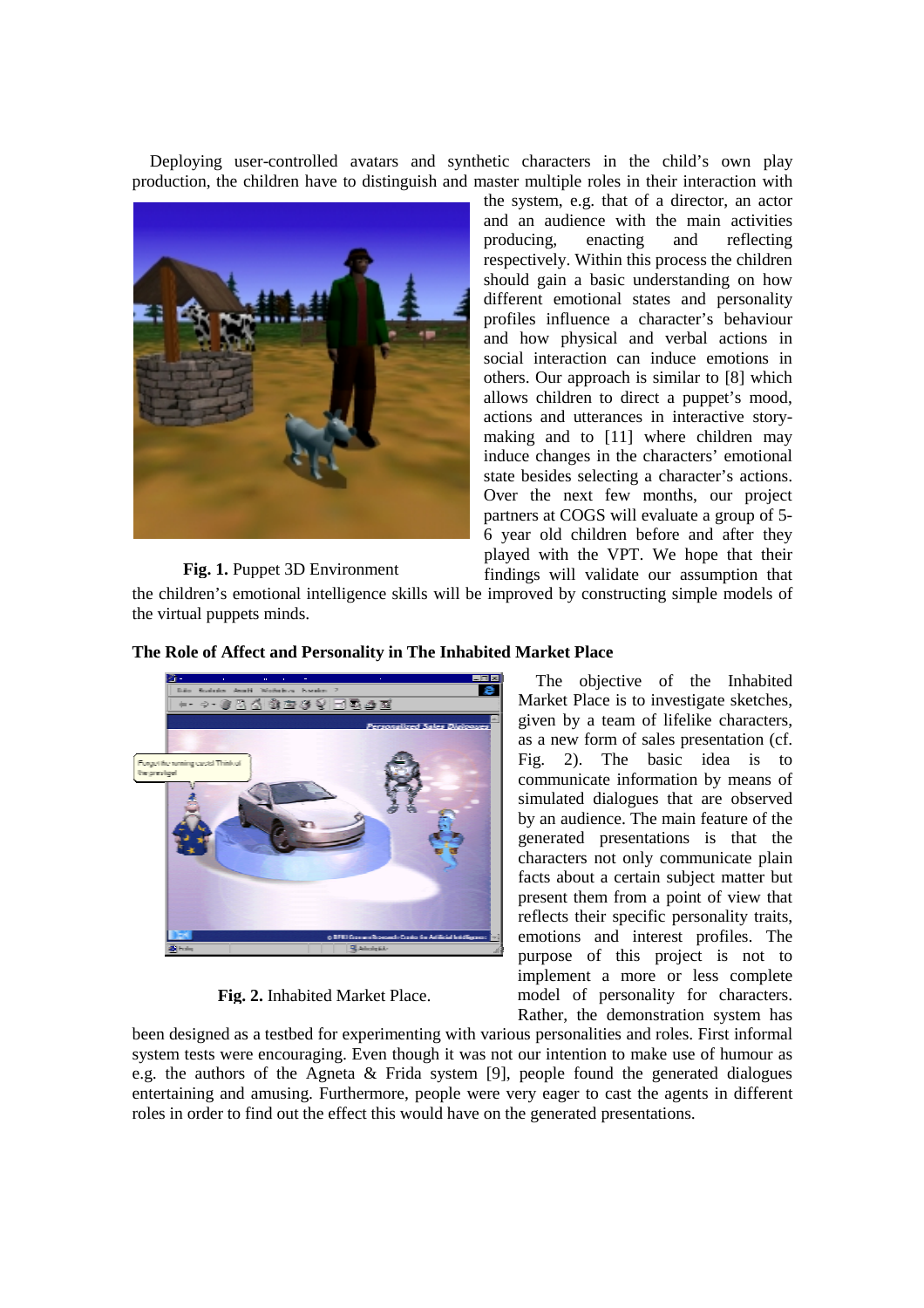Deploying user-controlled avatars and synthetic characters in the child's own play production, the children have to distinguish and master multiple roles in their interaction with the system, e.g. that of a director, an actor and an audience with the main activities producing, enacting and reflecting respectively. Within this process the children should gain a basic understanding on how different emotional states and personality profiles influence a character's behaviour and how physical and verbal actions in social interaction can induce emotions in others. Our approach is similar to [8] which allows children to direct a puppet's mood, actions and utterances in interactive story-making and to [11] where children may induce changes in the characters' emotional state besides selecting a character's actions. Over the next few months, our project partners at COGS will evaluate a group of 5-6 year old children before and after they played with the VPT. We hope that their findings will validate our assumption that the children's emotional intelligence skills will be improved by constructing simple models of the virtual puppets minds.

**Fig. 1.** Puppet 3D Environment

**The Role of Affect and Personality in The Inhabited Market Place**

The objective of the Inhabited Market Place is to investigate sketches, given by a team of lifelike characters, as a new form of sales presentation (cf. Fig. 2). The basic idea is to communicate information by means of simulated dialogues that are observed by an audience. The main feature of the generated presentations is that the characters not only communicate plain facts about a certain subject matter but present them from a point of view that reflects their specific personality traits, emotions and interest profiles. The purpose of this project is not to implement a more or less complete model of personality for characters. Rather, the demonstration system has been designed as a testbed for experimenting with various personalities and roles. First informal system tests were encouraging. Even though it was not our intention to make use of humour as e.g. the authors of the Agneta & Frida system [9], people found the generated dialogues entertaining and amusing. Furthermore, people were very eager to cast the agents in different roles in order to find out the effect this would have on the generated presentations.

**Fig. 2.** Inhabited Market Place.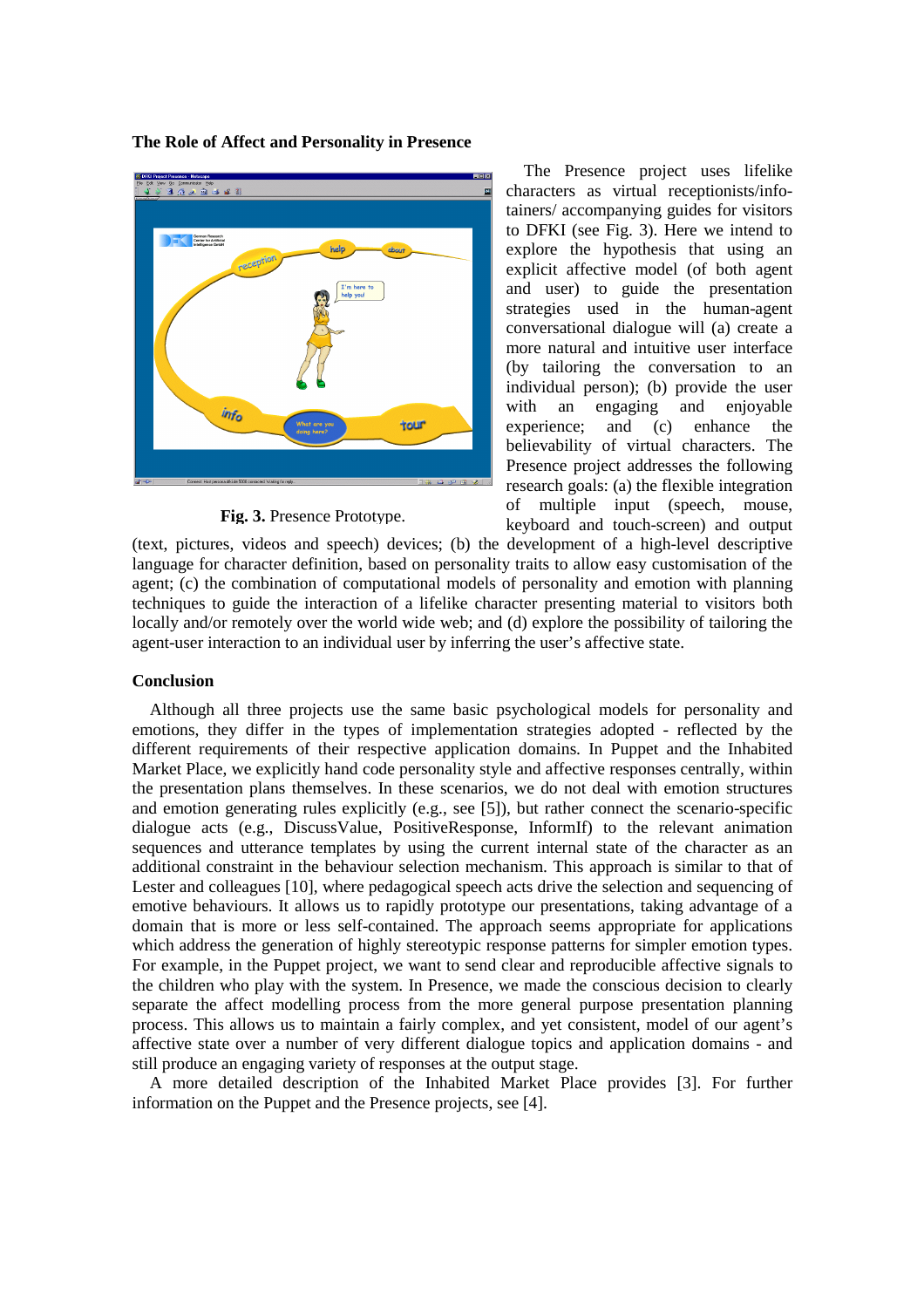### The Role of Affect and Personality in Presence

Fig. 3. Presence Prototype.

The Presence project uses lifelike characters as virtual receptionists/info-tainers/ accompanying guides for visitors to DFKI (see Fig. 3). Here we intend to explore the hypothesis that using an explicit affective model (of both agent and user) to guide the presentation strategies used in the human-agent conversational dialogue will (a) create a more natural and intuitive user interface (by tailoring the conversation to an individual person); (b) provide the user with an engaging and enjoyable experience; and (c) enhance the believability of virtual characters. The Presence project addresses the following research goals: (a) the flexible integration of multiple input (speech, mouse, keyboard and touch-screen) and output (text, pictures, videos and speech) devices; (b) the development of a high-level descriptive language for character definition, based on personality traits to allow easy customisation of the agent; (c) the combination of computational models of personality and emotion with planning techniques to guide the interaction of a lifelike character presenting material to visitors both locally and/or remotely over the world wide web; and (d) explore the possibility of tailoring the agent-user interaction to an individual user by inferring the user's affective state.

### Conclusion

Although all three projects use the same basic psychological models for personality and emotions, they differ in the types of implementation strategies adopted - reflected by the different requirements of their respective application domains. In Puppet and the Inhabited Market Place, we explicitly hand code personality style and affective responses centrally, within the presentation plans themselves. In these scenarios, we do not deal with emotion structures and emotion generating rules explicitly (e.g., see [5]), but rather connect the scenario-specific dialogue acts (e.g., DiscussValue, PositiveResponse, InformIf) to the relevant animation sequences and utterance templates by using the current internal state of the character as an additional constraint in the behaviour selection mechanism. This approach is similar to that of Lester and colleagues [10], where pedagogical speech acts drive the selection and sequencing of emotive behaviours. It allows us to rapidly prototype our presentations, taking advantage of a domain that is more or less self-contained. The approach seems appropriate for applications which address the generation of highly stereotypic response patterns for simpler emotion types. For example, in the Puppet project, we want to send clear and reproducible affective signals to the children who play with the system. In Presence, we made the conscious decision to clearly separate the affect modelling process from the more general purpose presentation planning process. This allows us to maintain a fairly complex, and yet consistent, model of our agent's affective state over a number of very different dialogue topics and application domains - and still produce an engaging variety of responses at the output stage.

A more detailed description of the Inhabited Market Place provides [3]. For further information on the Puppet and the Presence projects, see [4].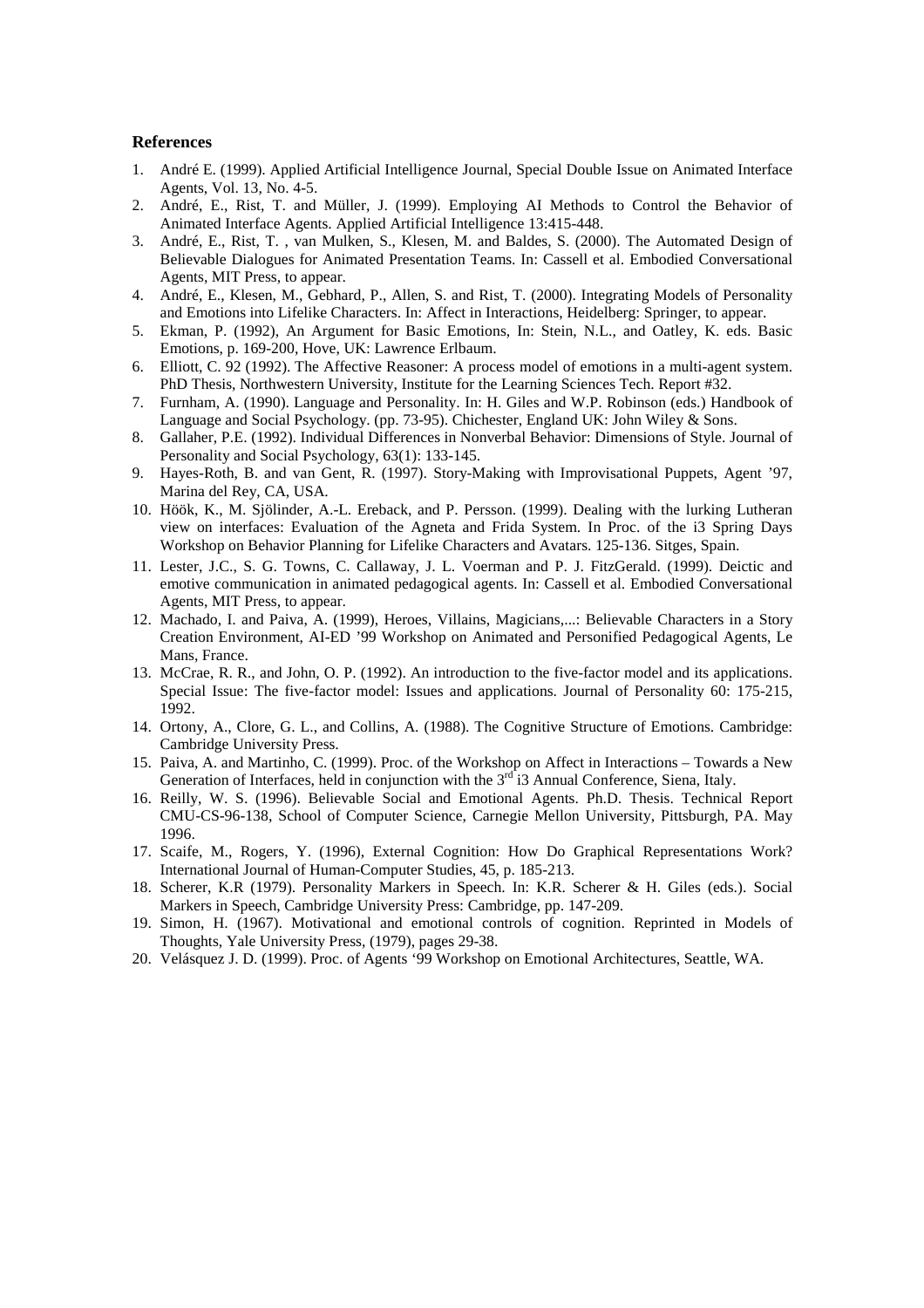**References**

1. André E. (1999). Applied Artificial Intelligence Journal, Special Double Issue on Animated Interface Agents, Vol. 13, No. 4-5.
2. André, E., Rist, T. and Müller, J. (1999). Employing AI Methods to Control the Behavior of Animated Interface Agents. Applied Artificial Intelligence 13:415-448.
3. André, E., Rist, T. , van Mulken, S., Klesen, M. and Baldes, S. (2000). The Automated Design of Believable Dialogues for Animated Presentation Teams. In: Cassell et al. Embodied Conversational Agents, MIT Press, to appear.
4. André, E., Klesen, M., Gebhard, P., Allen, S. and Rist, T. (2000). Integrating Models of Personality and Emotions into Lifelike Characters. In: Affect in Interactions, Heidelberg: Springer, to appear.
5. Ekman, P. (1992), An Argument for Basic Emotions, In: Stein, N.L., and Oatley, K. eds. Basic Emotions, p. 169-200, Hove, UK: Lawrence Erlbaum.
6. Elliott, C. 92 (1992). The Affective Reasoner: A process model of emotions in a multi-agent system. PhD Thesis, Northwestern University, Institute for the Learning Sciences Tech. Report #32.
7. Furnham, A. (1990). Language and Personality. In: H. Giles and W.P. Robinson (eds.) Handbook of Language and Social Psychology. (pp. 73-95). Chichester, England UK: John Wiley & Sons.
8. Gallaher, P.E. (1992). Individual Differences in Nonverbal Behavior: Dimensions of Style. Journal of Personality and Social Psychology, 63(1): 133-145.
9. Hayes-Roth, B. and van Gent, R. (1997). Story-Making with Improvisational Puppets, Agent '97, Marina del Rey, CA, USA.
10. Höök, K., M. Sjölinder, A.-L. Ereback, and P. Persson. (1999). Dealing with the lurking Lutheran view on interfaces: Evaluation of the Agneta and Frida System. In Proc. of the i3 Spring Days Workshop on Behavior Planning for Lifelike Characters and Avatars. 125-136. Sitges, Spain.
11. Lester, J.C., S. G. Towns, C. Callaway, J. L. Voerman and P. J. FitzGerald. (1999). Deictic and emotive communication in animated pedagogical agents. In: Cassell et al. Embodied Conversational Agents, MIT Press, to appear.
12. Machado, I. and Paiva, A. (1999), Heroes, Villains, Magicians,...: Believable Characters in a Story Creation Environment, AI-ED '99 Workshop on Animated and Personified Pedagogical Agents, Le Mans, France.
13. McCrae, R. R., and John, O. P. (1992). An introduction to the five-factor model and its applications. Special Issue: The five-factor model: Issues and applications. Journal of Personality 60: 175-215, 1992.
14. Ortony, A., Clore, G. L., and Collins, A. (1988). The Cognitive Structure of Emotions. Cambridge: Cambridge University Press.
15. Paiva, A. and Martinho, C. (1999). Proc. of the Workshop on Affect in Interactions – Towards a New Generation of Interfaces, held in conjunction with the 3rd i3 Annual Conference, Siena, Italy.
16. Reilly, W. S. (1996). Believable Social and Emotional Agents. Ph.D. Thesis. Technical Report CMU-CS-96-138, School of Computer Science, Carnegie Mellon University, Pittsburgh, PA. May 1996.
17. Scaife, M., Rogers, Y. (1996), External Cognition: How Do Graphical Representations Work? International Journal of Human-Computer Studies, 45, p. 185-213.
18. Scherer, K.R (1979). Personality Markers in Speech. In: K.R. Scherer & H. Giles (eds.). Social Markers in Speech, Cambridge University Press: Cambridge, pp. 147-209.
19. Simon, H. (1967). Motivational and emotional controls of cognition. Reprinted in Models of Thoughts, Yale University Press, (1979), pages 29-38.
20. Velásquez J. D. (1999). Proc. of Agents '99 Workshop on Emotional Architectures, Seattle, WA.